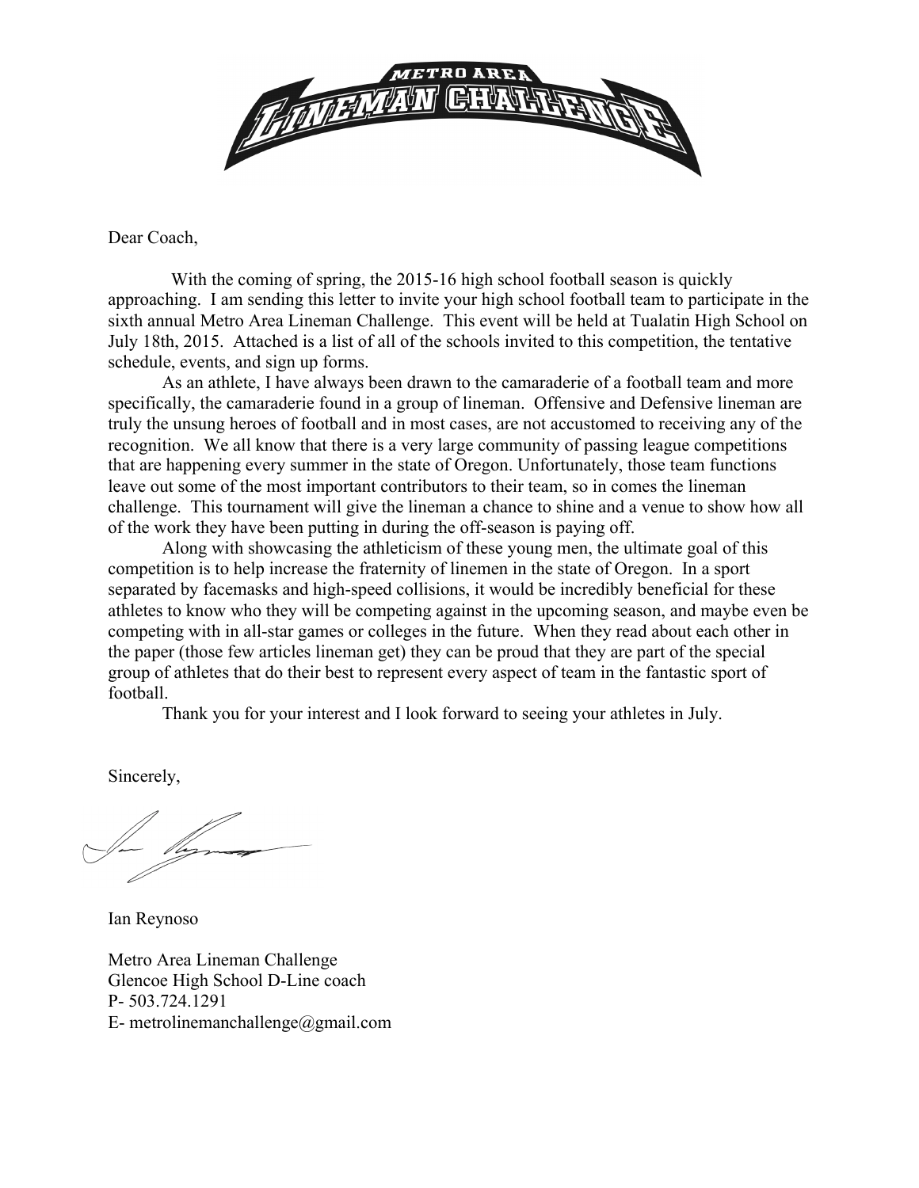# METRO AREA LINEMAN CHALLENGE

Dear Coach,

With the coming of spring, the 2015-16 high school football season is quickly approaching. I am sending this letter to invite your high school football team to participate in the sixth annual Metro Area Lineman Challenge. This event will be held at Tualatin High School on July 18th, 2015. Attached is a list of all of the schools invited to this competition, the tentative schedule, events, and sign up forms.

As an athlete, I have always been drawn to the camaraderie of a football team and more specifically, the camaraderie found in a group of lineman. Offensive and Defensive lineman are truly the unsung heroes of football and in most cases, are not accustomed to receiving any of the recognition. We all know that there is a very large community of passing league competitions that are happening every summer in the state of Oregon. Unfortunately, those team functions leave out some of the most important contributors to their team, so in comes the lineman challenge. This tournament will give the lineman a chance to shine and a venue to show how all of the work they have been putting in during the off-season is paying off.

Along with showcasing the athleticism of these young men, the ultimate goal of this competition is to help increase the fraternity of linemen in the state of Oregon. In a sport separated by facemasks and high-speed collisions, it would be incredibly beneficial for these athletes to know who they will be competing against in the upcoming season, and maybe even be competing with in all-star games or colleges in the future. When they read about each other in the paper (those few articles lineman get) they can be proud that they are part of the special group of athletes that do their best to represent every aspect of team in the fantastic sport of football.

Thank you for your interest and I look forward to seeing your athletes in July.

Sincerely,

Ian Reynoso

Metro Area Lineman Challenge
Glencoe High School D-Line coach
P- 503.724.1291
E- metrolinemanchallenge@gmail.com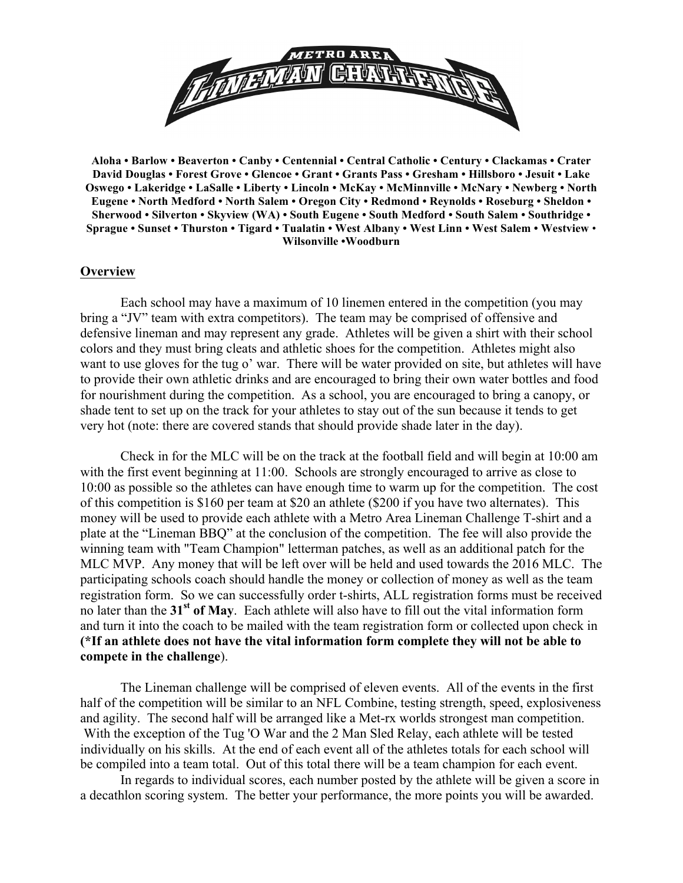**METRO AREA LINEMAN CHALLENGE**

**Aloha • Barlow • Beaverton • Canby • Centennial • Central Catholic • Century • Clackamas • Crater David Douglas • Forest Grove • Glencoe • Grant • Grants Pass • Gresham • Hillsboro • Jesuit • Lake Oswego • Lakeridge • LaSalle • Liberty • Lincoln • McKay • McMinnville • McNary • Newberg • North Eugene • North Medford • North Salem • Oregon City • Redmond • Reynolds • Roseburg • Sheldon • Sherwood • Silverton • Skyview (WA) • South Eugene • South Medford • South Salem • Southridge • Sprague • Sunset • Thurston • Tigard • Tualatin • West Albany • West Linn • West Salem • Westview • Wilsonville •Woodburn**

## Overview

Each school may have a maximum of 10 linemen entered in the competition (you may bring a "JV" team with extra competitors). The team may be comprised of offensive and defensive lineman and may represent any grade. Athletes will be given a shirt with their school colors and they must bring cleats and athletic shoes for the competition. Athletes might also want to use gloves for the tug o' war. There will be water provided on site, but athletes will have to provide their own athletic drinks and are encouraged to bring their own water bottles and food for nourishment during the competition. As a school, you are encouraged to bring a canopy, or shade tent to set up on the track for your athletes to stay out of the sun because it tends to get very hot (note: there are covered stands that should provide shade later in the day).

Check in for the MLC will be on the track at the football field and will begin at 10:00 am with the first event beginning at 11:00. Schools are strongly encouraged to arrive as close to 10:00 as possible so the athletes can have enough time to warm up for the competition. The cost of this competition is $160 per team at $20 an athlete ($200 if you have two alternates). This money will be used to provide each athlete with a Metro Area Lineman Challenge T-shirt and a plate at the "Lineman BBQ" at the conclusion of the competition. The fee will also provide the winning team with "Team Champion" letterman patches, as well as an additional patch for the MLC MVP. Any money that will be left over will be held and used towards the 2016 MLC. The participating schools coach should handle the money or collection of money as well as the team registration form. So we can successfully order t-shirts, ALL registration forms must be received no later than the **31st of May**. Each athlete will also have to fill out the vital information form and turn it into the coach to be mailed with the team registration form or collected upon check in **(*If an athlete does not have the vital information form complete they will not be able to compete in the challenge**).

The Lineman challenge will be comprised of eleven events. All of the events in the first half of the competition will be similar to an NFL Combine, testing strength, speed, explosiveness and agility. The second half will be arranged like a Met-rx worlds strongest man competition. With the exception of the Tug 'O War and the 2 Man Sled Relay, each athlete will be tested individually on his skills. At the end of each event all of the athletes totals for each school will be compiled into a team total. Out of this total there will be a team champion for each event.

In regards to individual scores, each number posted by the athlete will be given a score in a decathlon scoring system. The better your performance, the more points you will be awarded.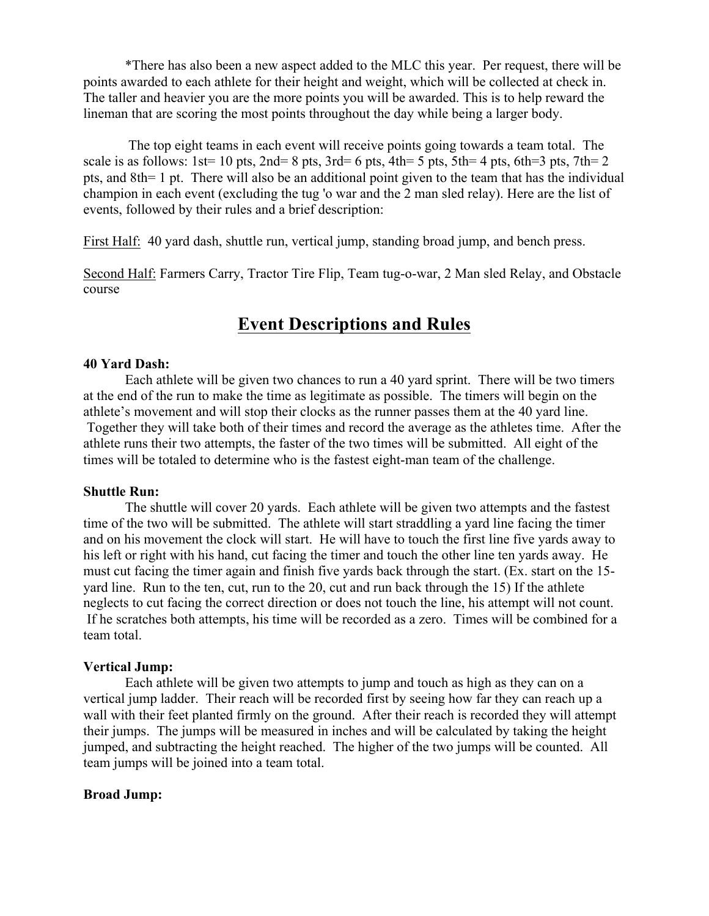*There has also been a new aspect added to the MLC this year. Per request, there will be points awarded to each athlete for their height and weight, which will be collected at check in. The taller and heavier you are the more points you will be awarded. This is to help reward the lineman that are scoring the most points throughout the day while being a larger body.

The top eight teams in each event will receive points going towards a team total. The scale is as follows: 1st= 10 pts, 2nd= 8 pts, 3rd= 6 pts, 4th= 5 pts, 5th= 4 pts, 6th=3 pts, 7th= 2 pts, and 8th= 1 pt. There will also be an additional point given to the team that has the individual champion in each event (excluding the tug 'o war and the 2 man sled relay). Here are the list of events, followed by their rules and a brief description:

<u>First Half:</u> 40 yard dash, shuttle run, vertical jump, standing broad jump, and bench press.

<u>Second Half:</u> Farmers Carry, Tractor Tire Flip, Team tug-o-war, 2 Man sled Relay, and Obstacle course

## Event Descriptions and Rules

**40 Yard Dash:**

Each athlete will be given two chances to run a 40 yard sprint. There will be two timers at the end of the run to make the time as legitimate as possible. The timers will begin on the athlete's movement and will stop their clocks as the runner passes them at the 40 yard line. Together they will take both of their times and record the average as the athletes time. After the athlete runs their two attempts, the faster of the two times will be submitted. All eight of the times will be totaled to determine who is the fastest eight-man team of the challenge.

**Shuttle Run:**

The shuttle will cover 20 yards. Each athlete will be given two attempts and the fastest time of the two will be submitted. The athlete will start straddling a yard line facing the timer and on his movement the clock will start. He will have to touch the first line five yards away to his left or right with his hand, cut facing the timer and touch the other line ten yards away. He must cut facing the timer again and finish five yards back through the start. (Ex. start on the 15-yard line. Run to the ten, cut, run to the 20, cut and run back through the 15) If the athlete neglects to cut facing the correct direction or does not touch the line, his attempt will not count. If he scratches both attempts, his time will be recorded as a zero. Times will be combined for a team total.

**Vertical Jump:**

Each athlete will be given two attempts to jump and touch as high as they can on a vertical jump ladder. Their reach will be recorded first by seeing how far they can reach up a wall with their feet planted firmly on the ground. After their reach is recorded they will attempt their jumps. The jumps will be measured in inches and will be calculated by taking the height jumped, and subtracting the height reached. The higher of the two jumps will be counted. All team jumps will be joined into a team total.

**Broad Jump:**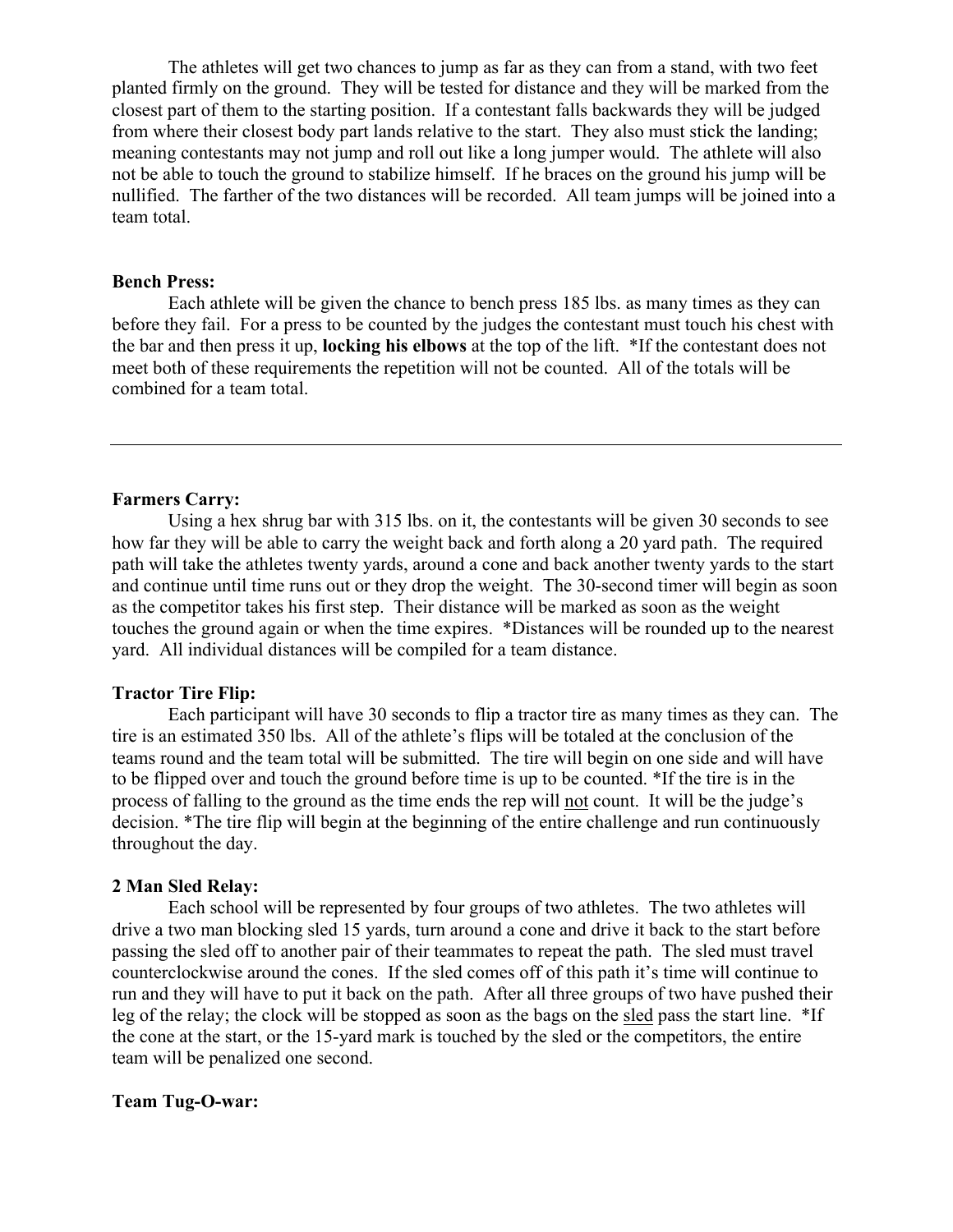The athletes will get two chances to jump as far as they can from a stand, with two feet planted firmly on the ground. They will be tested for distance and they will be marked from the closest part of them to the starting position. If a contestant falls backwards they will be judged from where their closest body part lands relative to the start. They also must stick the landing; meaning contestants may not jump and roll out like a long jumper would. The athlete will also not be able to touch the ground to stabilize himself. If he braces on the ground his jump will be nullified. The farther of the two distances will be recorded. All team jumps will be joined into a team total.

**Bench Press:**

Each athlete will be given the chance to bench press 185 lbs. as many times as they can before they fail. For a press to be counted by the judges the contestant must touch his chest with the bar and then press it up, **locking his elbows** at the top of the lift. *If the contestant does not meet both of these requirements the repetition will not be counted. All of the totals will be combined for a team total.

---

**Farmers Carry:**

Using a hex shrug bar with 315 lbs. on it, the contestants will be given 30 seconds to see how far they will be able to carry the weight back and forth along a 20 yard path. The required path will take the athletes twenty yards, around a cone and back another twenty yards to the start and continue until time runs out or they drop the weight. The 30-second timer will begin as soon as the competitor takes his first step. Their distance will be marked as soon as the weight touches the ground again or when the time expires. *Distances will be rounded up to the nearest yard. All individual distances will be compiled for a team distance.

**Tractor Tire Flip:**

Each participant will have 30 seconds to flip a tractor tire as many times as they can. The tire is an estimated 350 lbs. All of the athlete's flips will be totaled at the conclusion of the teams round and the team total will be submitted. The tire will begin on one side and will have to be flipped over and touch the ground before time is up to be counted. *If the tire is in the process of falling to the ground as the time ends the rep will <u>not</u> count. It will be the judge's decision. *The tire flip will begin at the beginning of the entire challenge and run continuously throughout the day.

**2 Man Sled Relay:**

Each school will be represented by four groups of two athletes. The two athletes will drive a two man blocking sled 15 yards, turn around a cone and drive it back to the start before passing the sled off to another pair of their teammates to repeat the path. The sled must travel counterclockwise around the cones. If the sled comes off of this path it's time will continue to run and they will have to put it back on the path. After all three groups of two have pushed their leg of the relay; the clock will be stopped as soon as the bags on the <u>sled</u> pass the start line. *If the cone at the start, or the 15-yard mark is touched by the sled or the competitors, the entire team will be penalized one second.

**Team Tug-O-war:**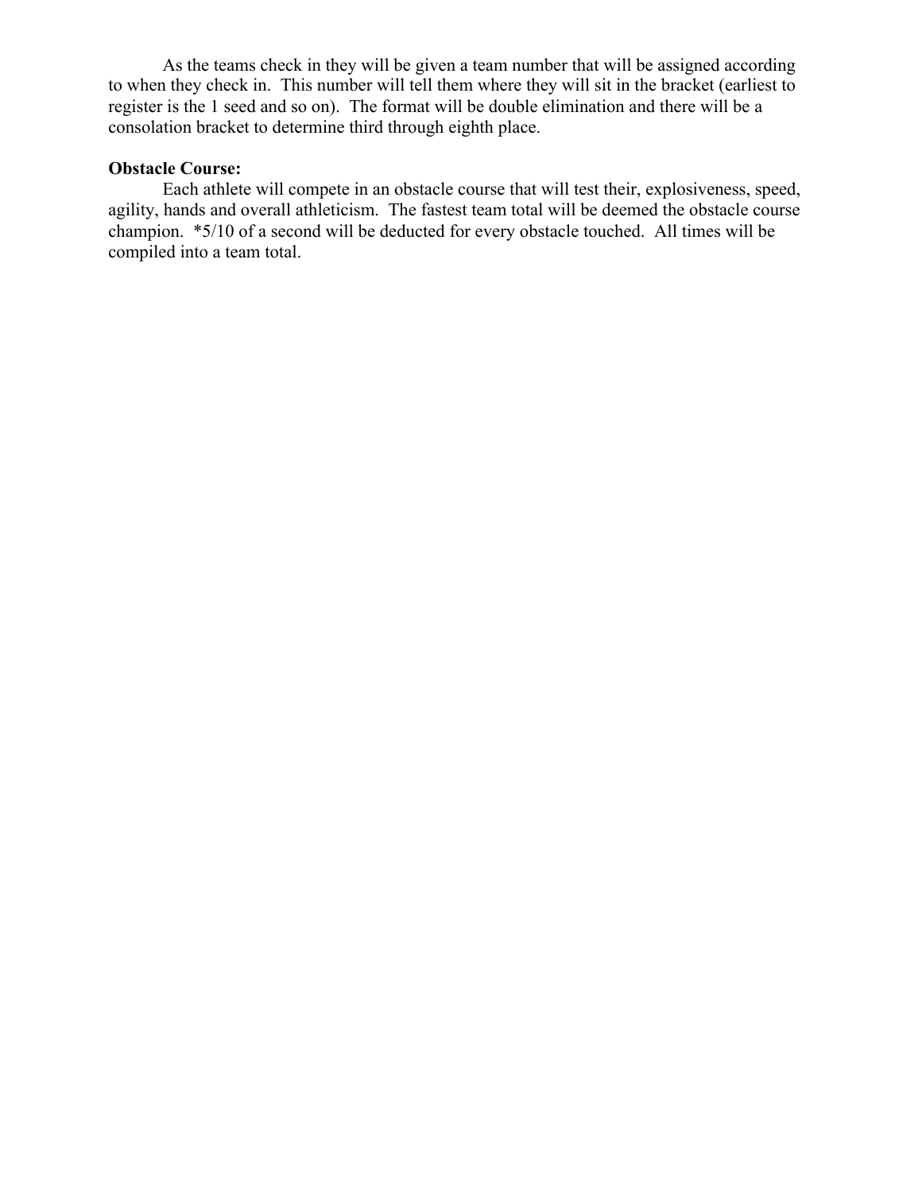As the teams check in they will be given a team number that will be assigned according to when they check in. This number will tell them where they will sit in the bracket (earliest to register is the 1 seed and so on). The format will be double elimination and there will be a consolation bracket to determine third through eighth place.

**Obstacle Course:**

Each athlete will compete in an obstacle course that will test their, explosiveness, speed, agility, hands and overall athleticism. The fastest team total will be deemed the obstacle course champion. *5/10 of a second will be deducted for every obstacle touched. All times will be compiled into a team total.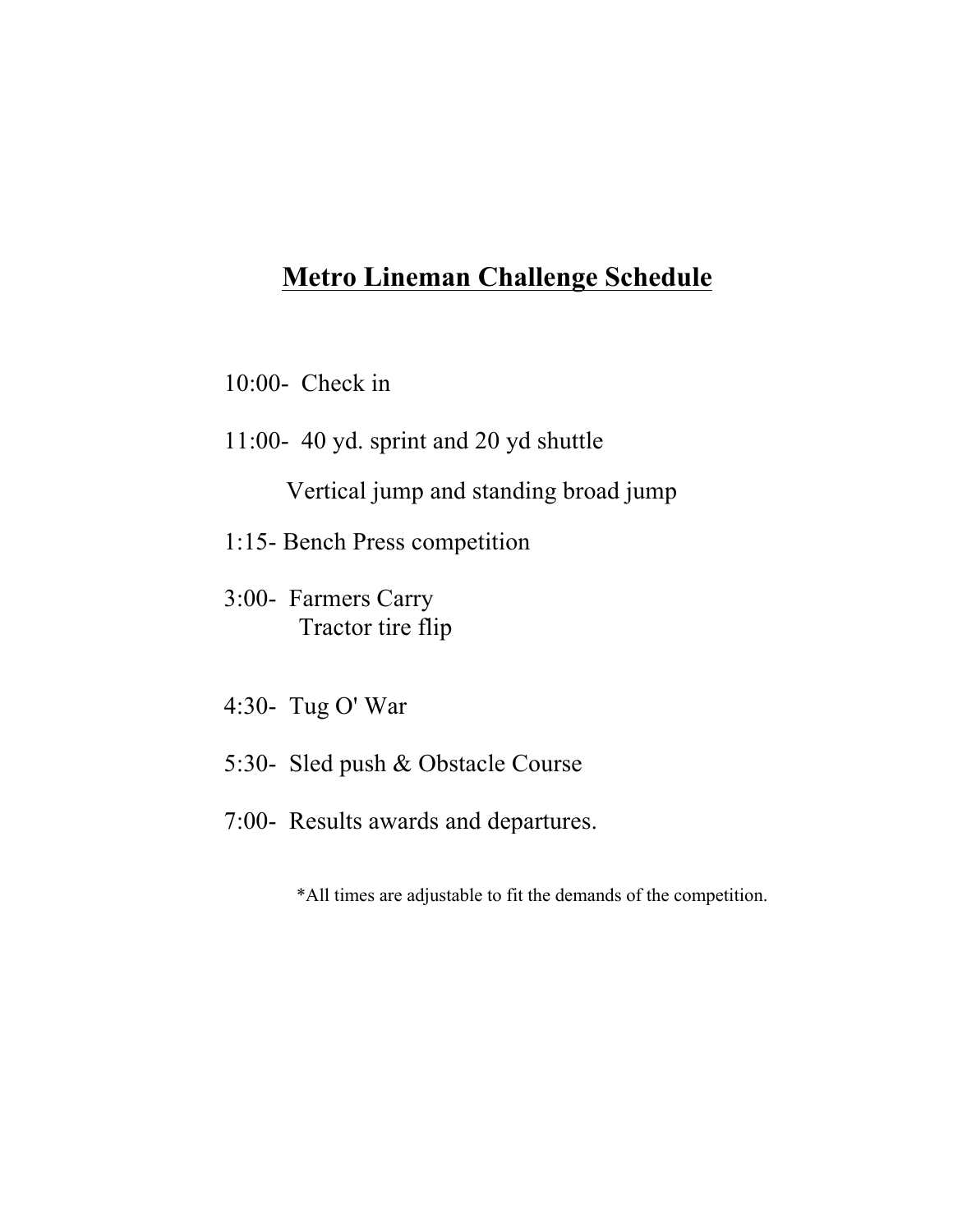# Metro Lineman Challenge Schedule

10:00- Check in

11:00- 40 yd. sprint and 20 yd shuttle

Vertical jump and standing broad jump

1:15- Bench Press competition

3:00- Farmers Carry
Tractor tire flip

4:30- Tug O' War

5:30- Sled push & Obstacle Course

7:00- Results awards and departures.

*All times are adjustable to fit the demands of the competition.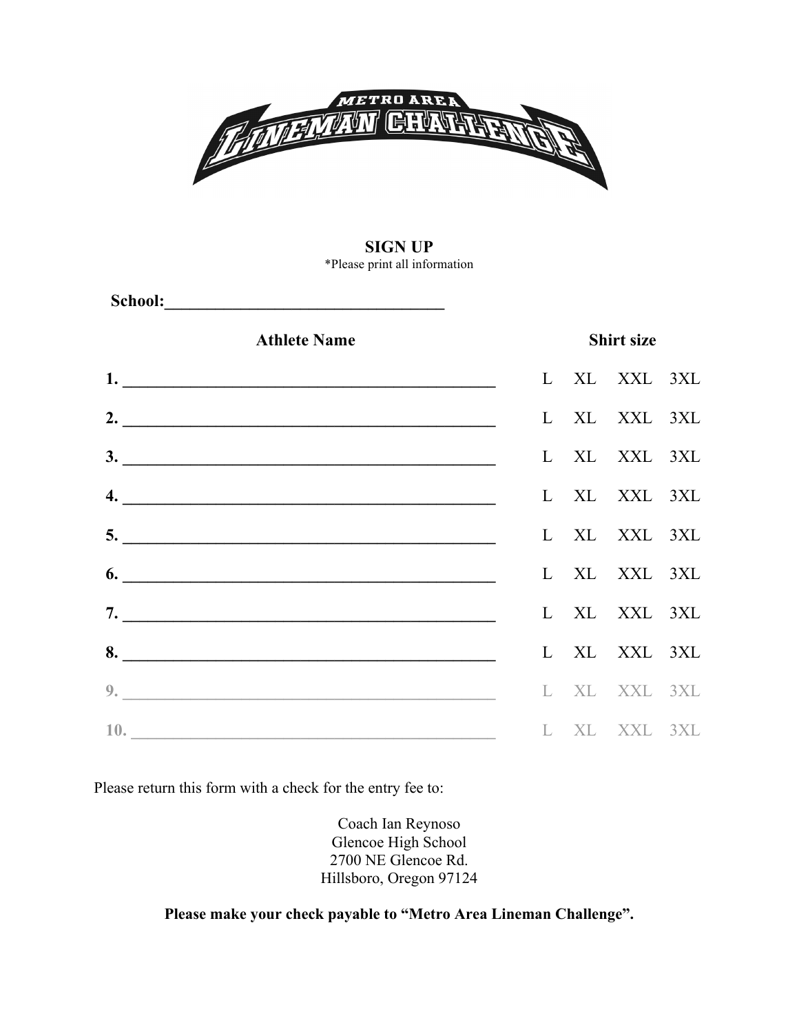METRO AREA
LINEMAN CHALLENGE

## SIGN UP

*Please print all information

**School:**___________________________________

| Athlete Name | Shirt size |
|---|---|
| 1. ______________________________________________ | L XL XXL 3XL |
| 2. ______________________________________________ | L XL XXL 3XL |
| 3. ______________________________________________ | L XL XXL 3XL |
| 4. ______________________________________________ | L XL XXL 3XL |
| 5. ______________________________________________ | L XL XXL 3XL |
| 6. ______________________________________________ | L XL XXL 3XL |
| 7. ______________________________________________ | L XL XXL 3XL |
| 8. ______________________________________________ | L XL XXL 3XL |
| 9. ______________________________________________ | L XL XXL 3XL |
| 10. _____________________________________________ | L XL XXL 3XL |

Please return this form with a check for the entry fee to:

Coach Ian Reynoso
Glencoe High School
2700 NE Glencoe Rd.
Hillsboro, Oregon 97124

**Please make your check payable to "Metro Area Lineman Challenge".**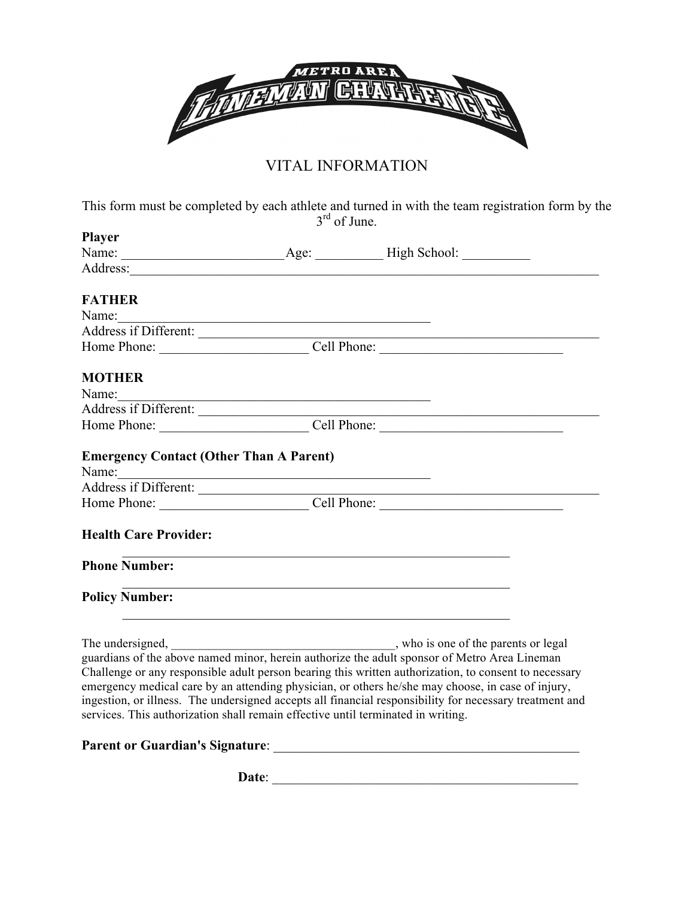METRO AREA LINEMAN CHALLENGE

# VITAL INFORMATION

This form must be completed by each athlete and turned in with the team registration form by the 3rd of June.

**Player**
Name: ________________________ Age: __________ High School: __________
Address: ______________________________________________________________________

**FATHER**
Name: ______________________________________________
Address if Different: ____________________________________________________________
Home Phone: ______________________ Cell Phone: ___________________________

**MOTHER**
Name: ______________________________________________
Address if Different: ____________________________________________________________
Home Phone: ______________________ Cell Phone: ___________________________

**Emergency Contact (Other Than A Parent)**
Name: ______________________________________________
Address if Different: ____________________________________________________________
Home Phone: ______________________ Cell Phone: ___________________________

**Health Care Provider:**
____________________________________________________________

**Phone Number:**
____________________________________________________________

**Policy Number:**
____________________________________________________________

The undersigned, ____________________________________, who is one of the parents or legal guardians of the above named minor, herein authorize the adult sponsor of Metro Area Lineman Challenge or any responsible adult person bearing this written authorization, to consent to necessary emergency medical care by an attending physician, or others he/she may choose, in case of injury, ingestion, or illness. The undersigned accepts all financial responsibility for necessary treatment and services. This authorization shall remain effective until terminated in writing.

**Parent or Guardian's Signature**: ________________________________________________

**Date**: ________________________________________________